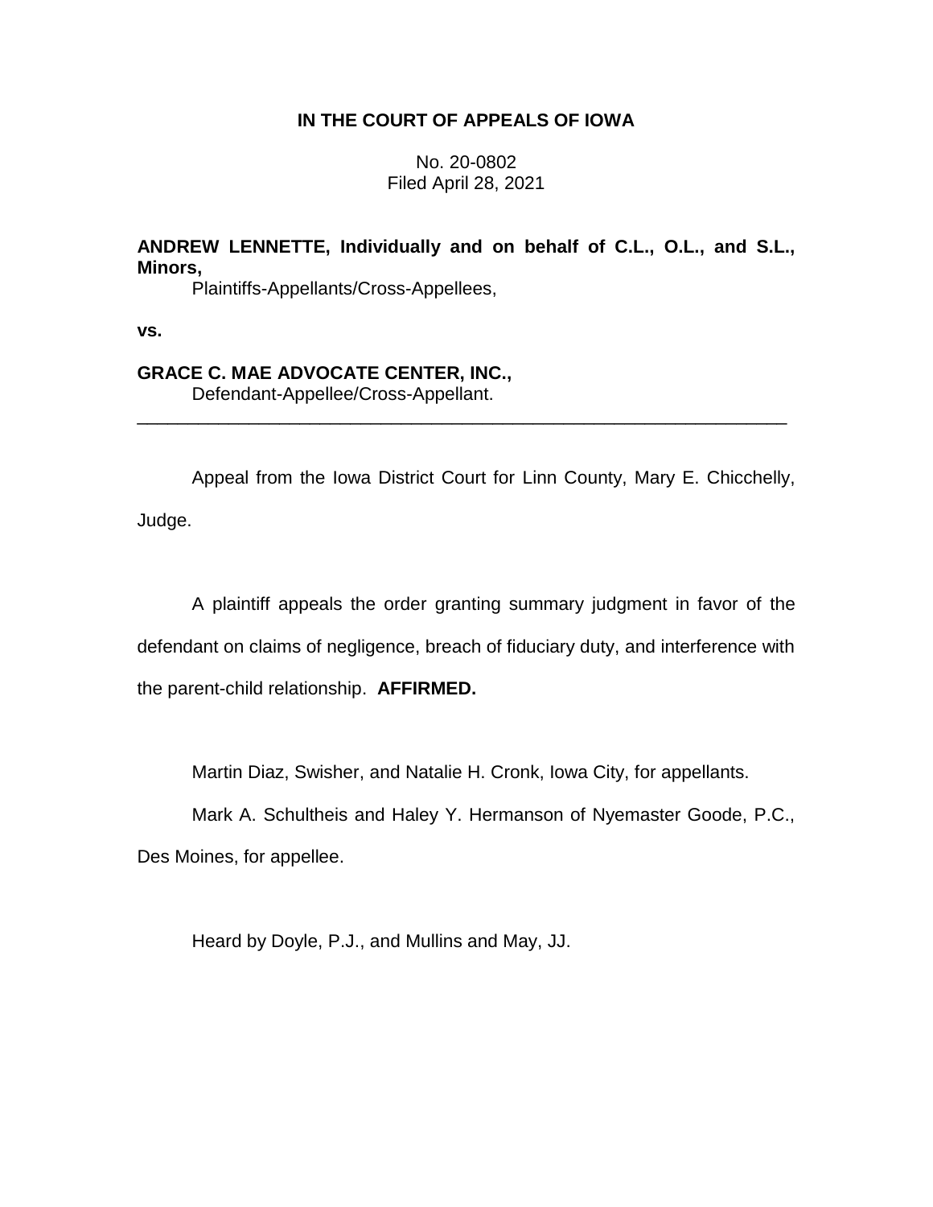**IN THE COURT OF APPEALS OF IOWA**

No. 20-0802
Filed April 28, 2021

**ANDREW LENNETTE, Individually and on behalf of C.L., O.L., and S.L., Minors,**
Plaintiffs-Appellants/Cross-Appellees,

**vs.**

**GRACE C. MAE ADVOCATE CENTER, INC.,**
Defendant-Appellee/Cross-Appellant.

---

Appeal from the Iowa District Court for Linn County, Mary E. Chicchelly, Judge.

A plaintiff appeals the order granting summary judgment in favor of the defendant on claims of negligence, breach of fiduciary duty, and interference with the parent-child relationship. **AFFIRMED.**

Martin Diaz, Swisher, and Natalie H. Cronk, Iowa City, for appellants.

Mark A. Schultheis and Haley Y. Hermanson of Nyemaster Goode, P.C., Des Moines, for appellee.

Heard by Doyle, P.J., and Mullins and May, JJ.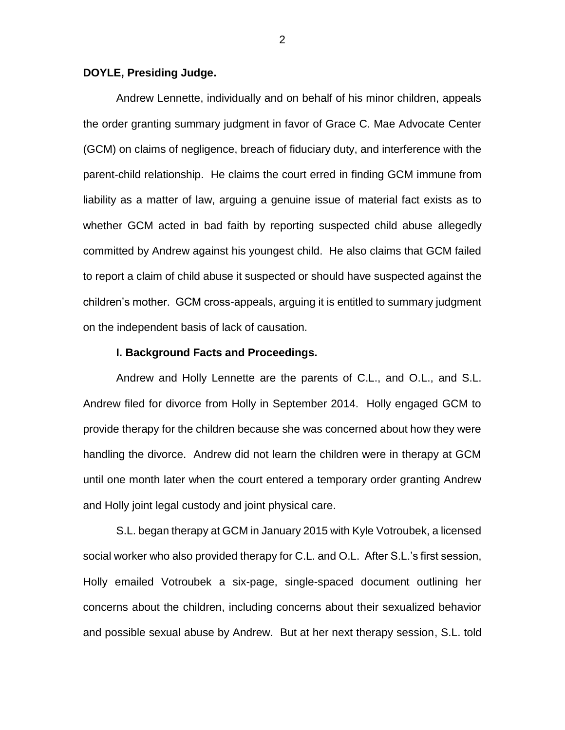**DOYLE, Presiding Judge.**

Andrew Lennette, individually and on behalf of his minor children, appeals the order granting summary judgment in favor of Grace C. Mae Advocate Center (GCM) on claims of negligence, breach of fiduciary duty, and interference with the parent-child relationship. He claims the court erred in finding GCM immune from liability as a matter of law, arguing a genuine issue of material fact exists as to whether GCM acted in bad faith by reporting suspected child abuse allegedly committed by Andrew against his youngest child. He also claims that GCM failed to report a claim of child abuse it suspected or should have suspected against the children's mother. GCM cross-appeals, arguing it is entitled to summary judgment on the independent basis of lack of causation.

**I. Background Facts and Proceedings.**

Andrew and Holly Lennette are the parents of C.L., and O.L., and S.L. Andrew filed for divorce from Holly in September 2014. Holly engaged GCM to provide therapy for the children because she was concerned about how they were handling the divorce. Andrew did not learn the children were in therapy at GCM until one month later when the court entered a temporary order granting Andrew and Holly joint legal custody and joint physical care.

S.L. began therapy at GCM in January 2015 with Kyle Votroubek, a licensed social worker who also provided therapy for C.L. and O.L. After S.L.'s first session, Holly emailed Votroubek a six-page, single-spaced document outlining her concerns about the children, including concerns about their sexualized behavior and possible sexual abuse by Andrew. But at her next therapy session, S.L. told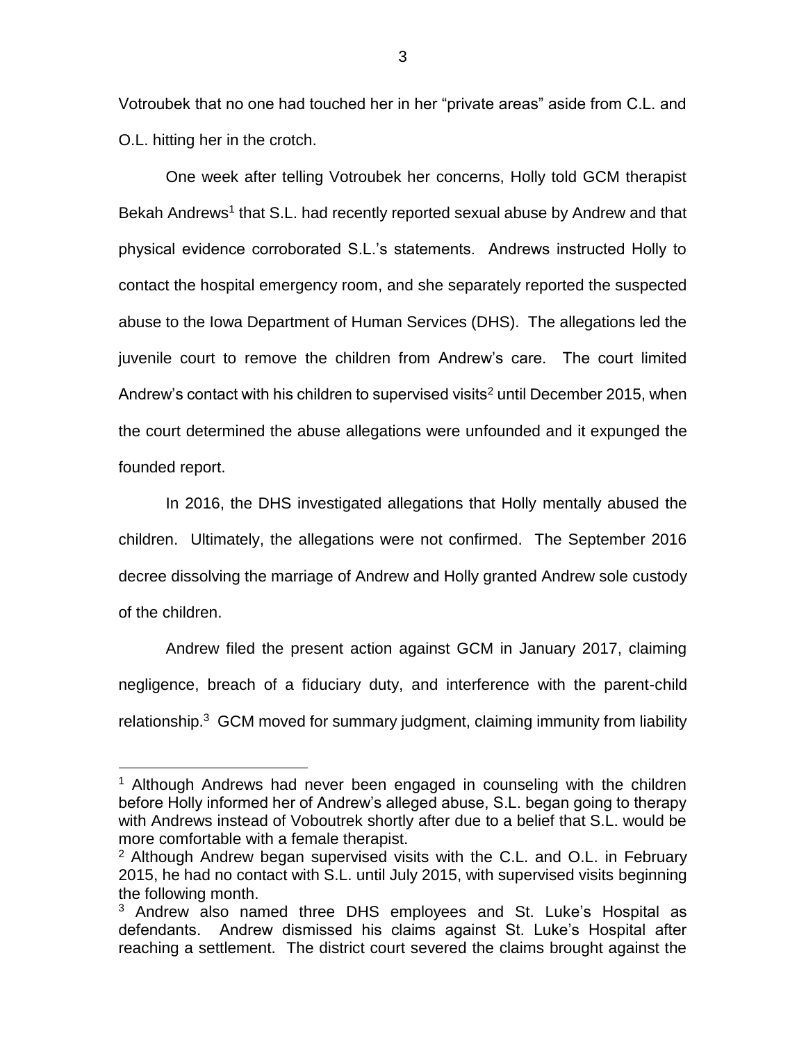Votroubek that no one had touched her in her "private areas" aside from C.L. and O.L. hitting her in the crotch.

One week after telling Votroubek her concerns, Holly told GCM therapist Bekah Andrews[1] that S.L. had recently reported sexual abuse by Andrew and that physical evidence corroborated S.L.'s statements. Andrews instructed Holly to contact the hospital emergency room, and she separately reported the suspected abuse to the Iowa Department of Human Services (DHS). The allegations led the juvenile court to remove the children from Andrew's care. The court limited Andrew's contact with his children to supervised visits[2] until December 2015, when the court determined the abuse allegations were unfounded and it expunged the founded report.

In 2016, the DHS investigated allegations that Holly mentally abused the children. Ultimately, the allegations were not confirmed. The September 2016 decree dissolving the marriage of Andrew and Holly granted Andrew sole custody of the children.

Andrew filed the present action against GCM in January 2017, claiming negligence, breach of a fiduciary duty, and interference with the parent-child relationship.[3] GCM moved for summary judgment, claiming immunity from liability

---

[1] Although Andrews had never been engaged in counseling with the children before Holly informed her of Andrew's alleged abuse, S.L. began going to therapy with Andrews instead of Voboutrek shortly after due to a belief that S.L. would be more comfortable with a female therapist.

[2] Although Andrew began supervised visits with the C.L. and O.L. in February 2015, he had no contact with S.L. until July 2015, with supervised visits beginning the following month.

[3] Andrew also named three DHS employees and St. Luke's Hospital as defendants. Andrew dismissed his claims against St. Luke's Hospital after reaching a settlement. The district court severed the claims brought against the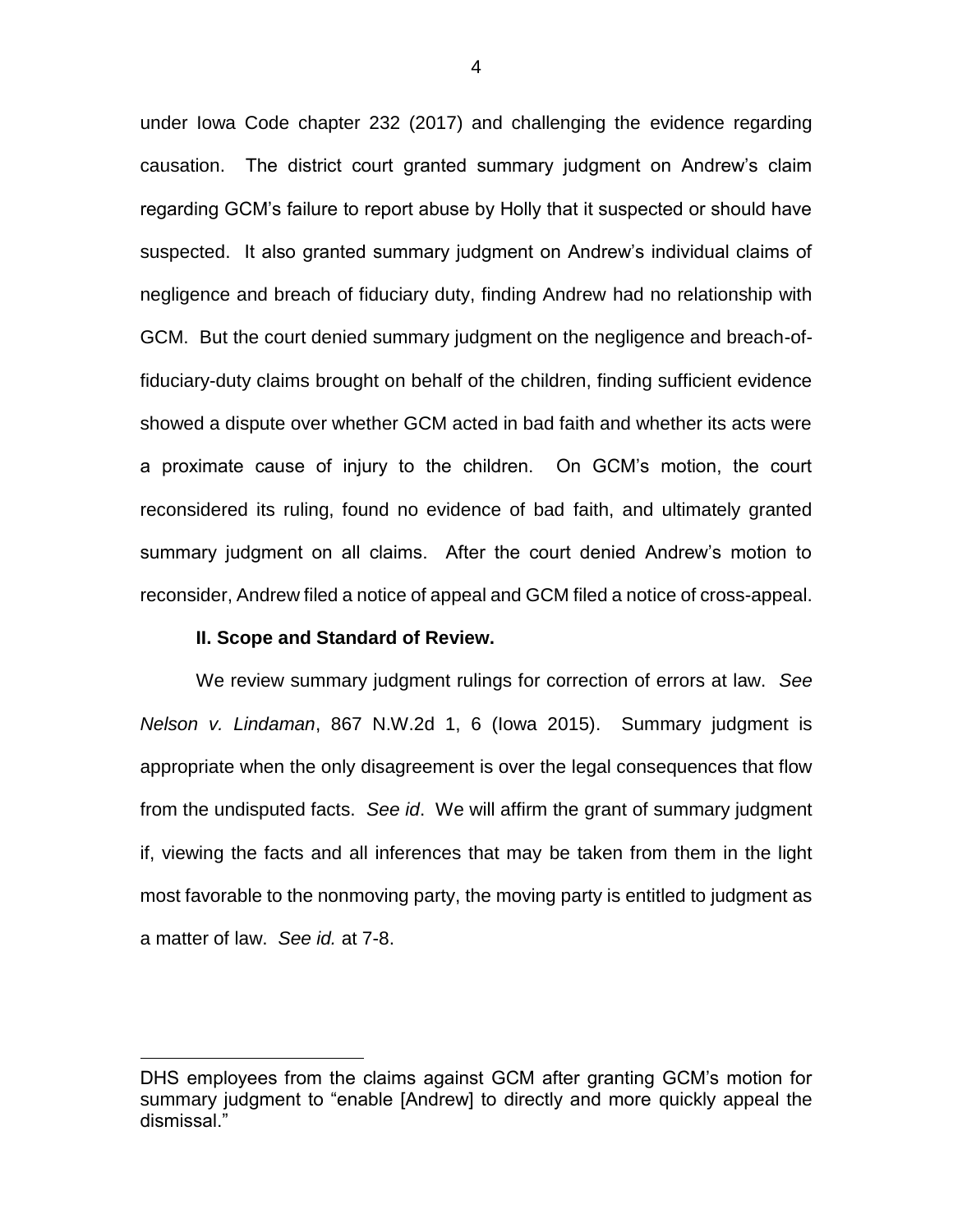under Iowa Code chapter 232 (2017) and challenging the evidence regarding causation. The district court granted summary judgment on Andrew's claim regarding GCM's failure to report abuse by Holly that it suspected or should have suspected. It also granted summary judgment on Andrew's individual claims of negligence and breach of fiduciary duty, finding Andrew had no relationship with GCM. But the court denied summary judgment on the negligence and breach-of-fiduciary-duty claims brought on behalf of the children, finding sufficient evidence showed a dispute over whether GCM acted in bad faith and whether its acts were a proximate cause of injury to the children. On GCM's motion, the court reconsidered its ruling, found no evidence of bad faith, and ultimately granted summary judgment on all claims. After the court denied Andrew's motion to reconsider, Andrew filed a notice of appeal and GCM filed a notice of cross-appeal.

**II. Scope and Standard of Review.**

We review summary judgment rulings for correction of errors at law. *See Nelson v. Lindaman*, 867 N.W.2d 1, 6 (Iowa 2015). Summary judgment is appropriate when the only disagreement is over the legal consequences that flow from the undisputed facts. *See id*. We will affirm the grant of summary judgment if, viewing the facts and all inferences that may be taken from them in the light most favorable to the nonmoving party, the moving party is entitled to judgment as a matter of law. *See id.* at 7-8.

---

DHS employees from the claims against GCM after granting GCM's motion for summary judgment to "enable [Andrew] to directly and more quickly appeal the dismissal."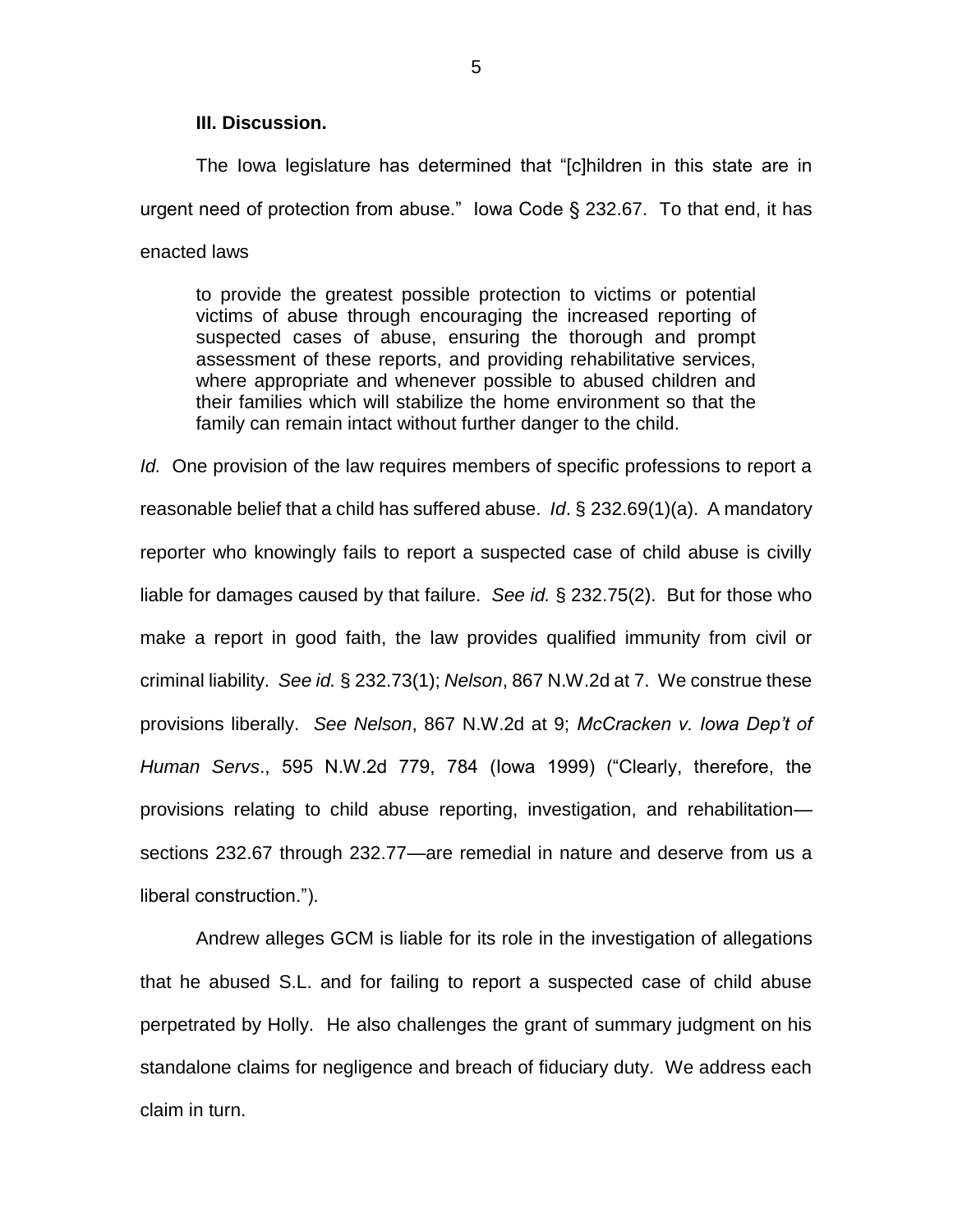**III. Discussion.**

The Iowa legislature has determined that "[c]hildren in this state are in urgent need of protection from abuse." Iowa Code § 232.67. To that end, it has enacted laws

> to provide the greatest possible protection to victims or potential victims of abuse through encouraging the increased reporting of suspected cases of abuse, ensuring the thorough and prompt assessment of these reports, and providing rehabilitative services, where appropriate and whenever possible to abused children and their families which will stabilize the home environment so that the family can remain intact without further danger to the child.

*Id.* One provision of the law requires members of specific professions to report a reasonable belief that a child has suffered abuse. *Id*. § 232.69(1)(a). A mandatory reporter who knowingly fails to report a suspected case of child abuse is civilly liable for damages caused by that failure. *See id.* § 232.75(2). But for those who make a report in good faith, the law provides qualified immunity from civil or criminal liability. *See id.* § 232.73(1); *Nelson*, 867 N.W.2d at 7. We construe these provisions liberally. *See Nelson*, 867 N.W.2d at 9; *McCracken v. Iowa Dep't of Human Servs*., 595 N.W.2d 779, 784 (Iowa 1999) ("Clearly, therefore, the provisions relating to child abuse reporting, investigation, and rehabilitation—sections 232.67 through 232.77—are remedial in nature and deserve from us a liberal construction.").

Andrew alleges GCM is liable for its role in the investigation of allegations that he abused S.L. and for failing to report a suspected case of child abuse perpetrated by Holly. He also challenges the grant of summary judgment on his standalone claims for negligence and breach of fiduciary duty. We address each claim in turn.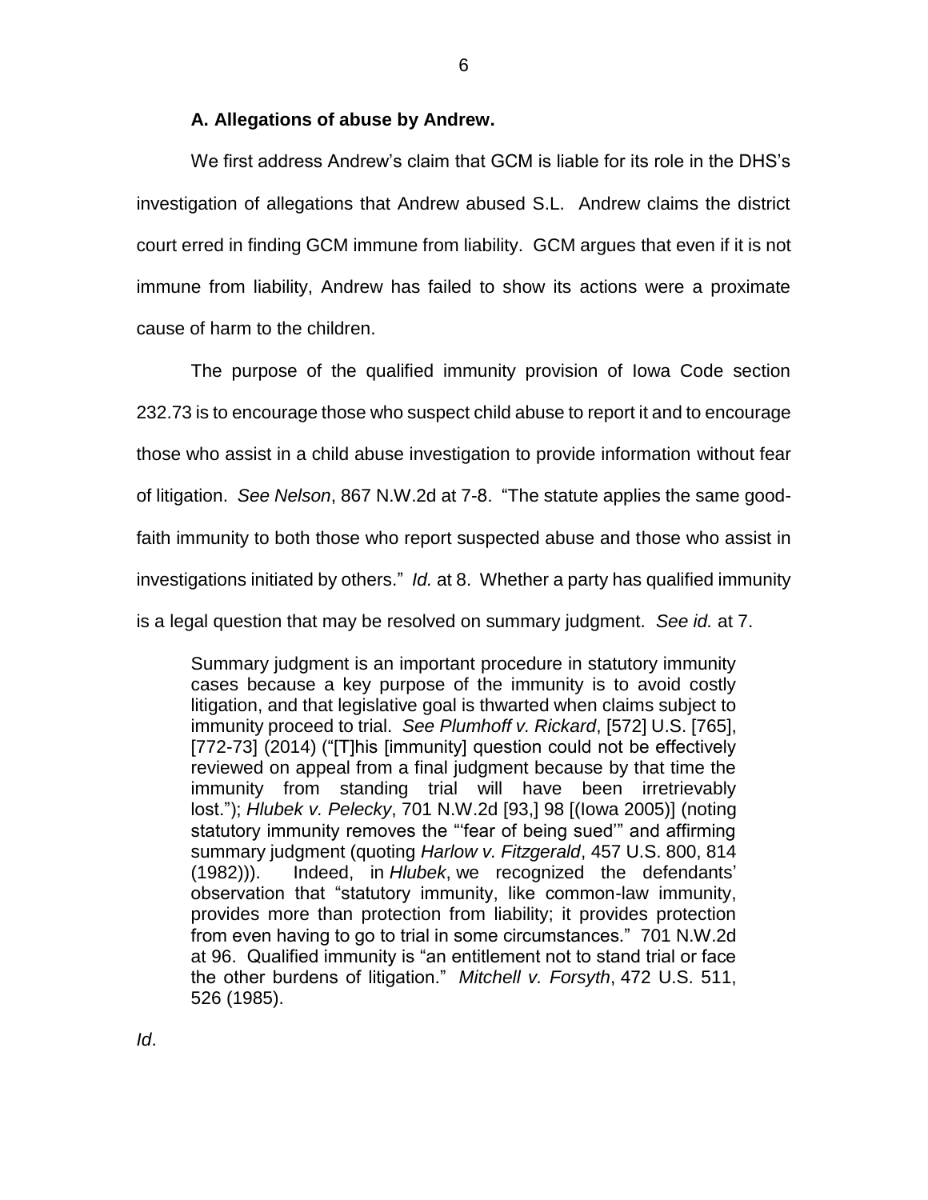### A. Allegations of abuse by Andrew.

We first address Andrew's claim that GCM is liable for its role in the DHS's investigation of allegations that Andrew abused S.L. Andrew claims the district court erred in finding GCM immune from liability. GCM argues that even if it is not immune from liability, Andrew has failed to show its actions were a proximate cause of harm to the children.

The purpose of the qualified immunity provision of Iowa Code section 232.73 is to encourage those who suspect child abuse to report it and to encourage those who assist in a child abuse investigation to provide information without fear of litigation. *See Nelson*, 867 N.W.2d at 7-8. "The statute applies the same good-faith immunity to both those who report suspected abuse and those who assist in investigations initiated by others." *Id.* at 8. Whether a party has qualified immunity is a legal question that may be resolved on summary judgment. *See id.* at 7.

> Summary judgment is an important procedure in statutory immunity cases because a key purpose of the immunity is to avoid costly litigation, and that legislative goal is thwarted when claims subject to immunity proceed to trial. *See Plumhoff v. Rickard*, [572] U.S. [765], [772-73] (2014) ("[T]his [immunity] question could not be effectively reviewed on appeal from a final judgment because by that time the immunity from standing trial will have been irretrievably lost."); *Hlubek v. Pelecky*, 701 N.W.2d [93,] 98 [(Iowa 2005)] (noting statutory immunity removes the "'fear of being sued'" and affirming summary judgment (quoting *Harlow v. Fitzgerald*, 457 U.S. 800, 814 (1982))). Indeed, in *Hlubek*, we recognized the defendants' observation that "statutory immunity, like common-law immunity, provides more than protection from liability; it provides protection from even having to go to trial in some circumstances." 701 N.W.2d at 96. Qualified immunity is "an entitlement not to stand trial or face the other burdens of litigation." *Mitchell v. Forsyth*, 472 U.S. 511, 526 (1985).

*Id*.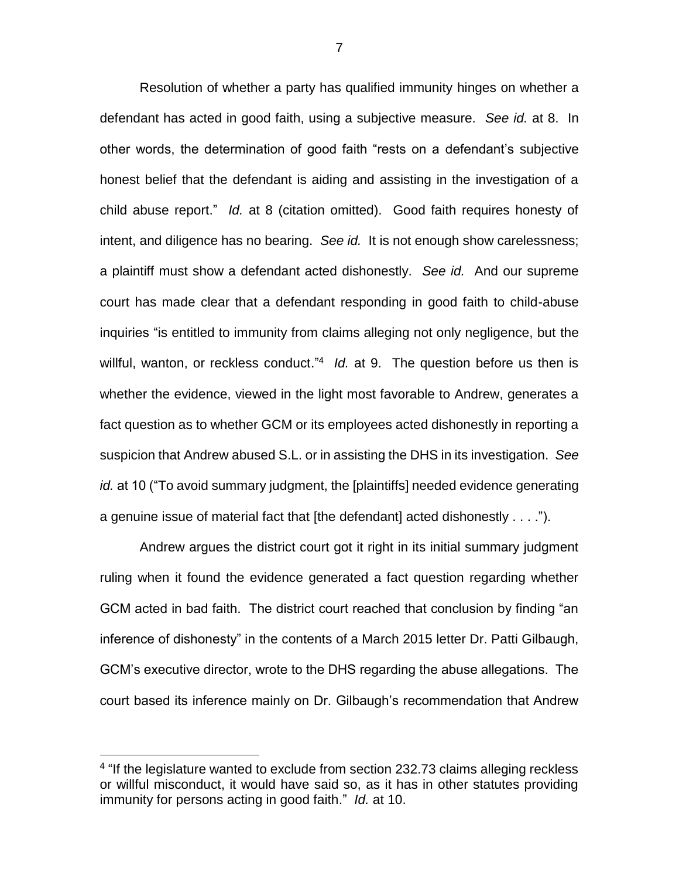Resolution of whether a party has qualified immunity hinges on whether a defendant has acted in good faith, using a subjective measure. *See id.* at 8. In other words, the determination of good faith "rests on a defendant's subjective honest belief that the defendant is aiding and assisting in the investigation of a child abuse report." *Id.* at 8 (citation omitted). Good faith requires honesty of intent, and diligence has no bearing. *See id.* It is not enough show carelessness; a plaintiff must show a defendant acted dishonestly. *See id.* And our supreme court has made clear that a defendant responding in good faith to child-abuse inquiries "is entitled to immunity from claims alleging not only negligence, but the willful, wanton, or reckless conduct."[4] *Id.* at 9. The question before us then is whether the evidence, viewed in the light most favorable to Andrew, generates a fact question as to whether GCM or its employees acted dishonestly in reporting a suspicion that Andrew abused S.L. or in assisting the DHS in its investigation. *See id.* at 10 ("To avoid summary judgment, the [plaintiffs] needed evidence generating a genuine issue of material fact that [the defendant] acted dishonestly . . . .").

Andrew argues the district court got it right in its initial summary judgment ruling when it found the evidence generated a fact question regarding whether GCM acted in bad faith. The district court reached that conclusion by finding "an inference of dishonesty" in the contents of a March 2015 letter Dr. Patti Gilbaugh, GCM's executive director, wrote to the DHS regarding the abuse allegations. The court based its inference mainly on Dr. Gilbaugh's recommendation that Andrew

[4] "If the legislature wanted to exclude from section 232.73 claims alleging reckless or willful misconduct, it would have said so, as it has in other statutes providing immunity for persons acting in good faith." *Id.* at 10.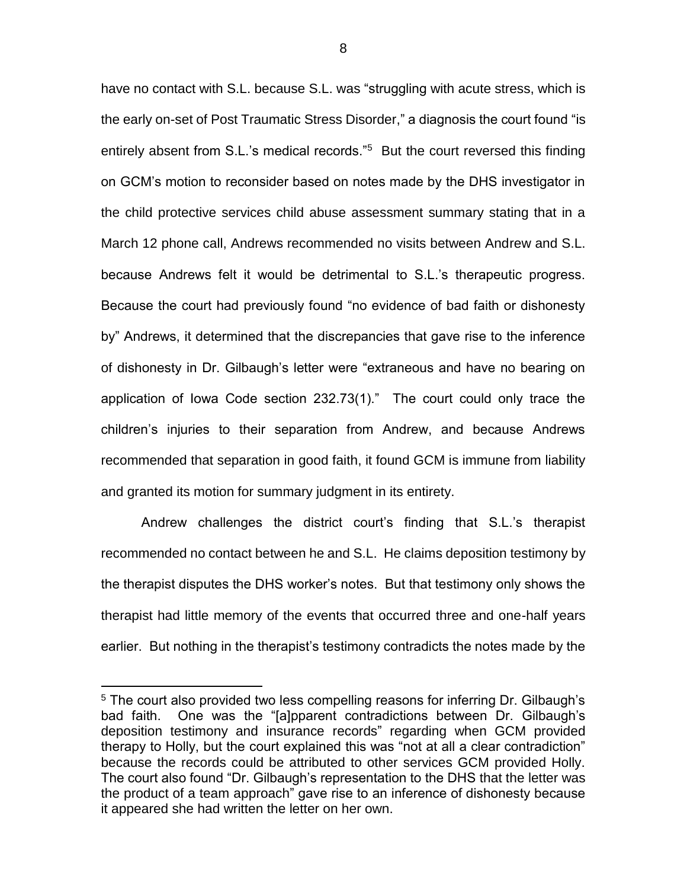have no contact with S.L. because S.L. was "struggling with acute stress, which is the early on-set of Post Traumatic Stress Disorder," a diagnosis the court found "is entirely absent from S.L.'s medical records."[5] But the court reversed this finding on GCM's motion to reconsider based on notes made by the DHS investigator in the child protective services child abuse assessment summary stating that in a March 12 phone call, Andrews recommended no visits between Andrew and S.L. because Andrews felt it would be detrimental to S.L.'s therapeutic progress. Because the court had previously found "no evidence of bad faith or dishonesty by" Andrews, it determined that the discrepancies that gave rise to the inference of dishonesty in Dr. Gilbaugh's letter were "extraneous and have no bearing on application of Iowa Code section 232.73(1)." The court could only trace the children's injuries to their separation from Andrew, and because Andrews recommended that separation in good faith, it found GCM is immune from liability and granted its motion for summary judgment in its entirety.

Andrew challenges the district court's finding that S.L.'s therapist recommended no contact between he and S.L. He claims deposition testimony by the therapist disputes the DHS worker's notes. But that testimony only shows the therapist had little memory of the events that occurred three and one-half years earlier. But nothing in the therapist's testimony contradicts the notes made by the

[5] The court also provided two less compelling reasons for inferring Dr. Gilbaugh's bad faith. One was the "[a]pparent contradictions between Dr. Gilbaugh's deposition testimony and insurance records" regarding when GCM provided therapy to Holly, but the court explained this was "not at all a clear contradiction" because the records could be attributed to other services GCM provided Holly. The court also found "Dr. Gilbaugh's representation to the DHS that the letter was the product of a team approach" gave rise to an inference of dishonesty because it appeared she had written the letter on her own.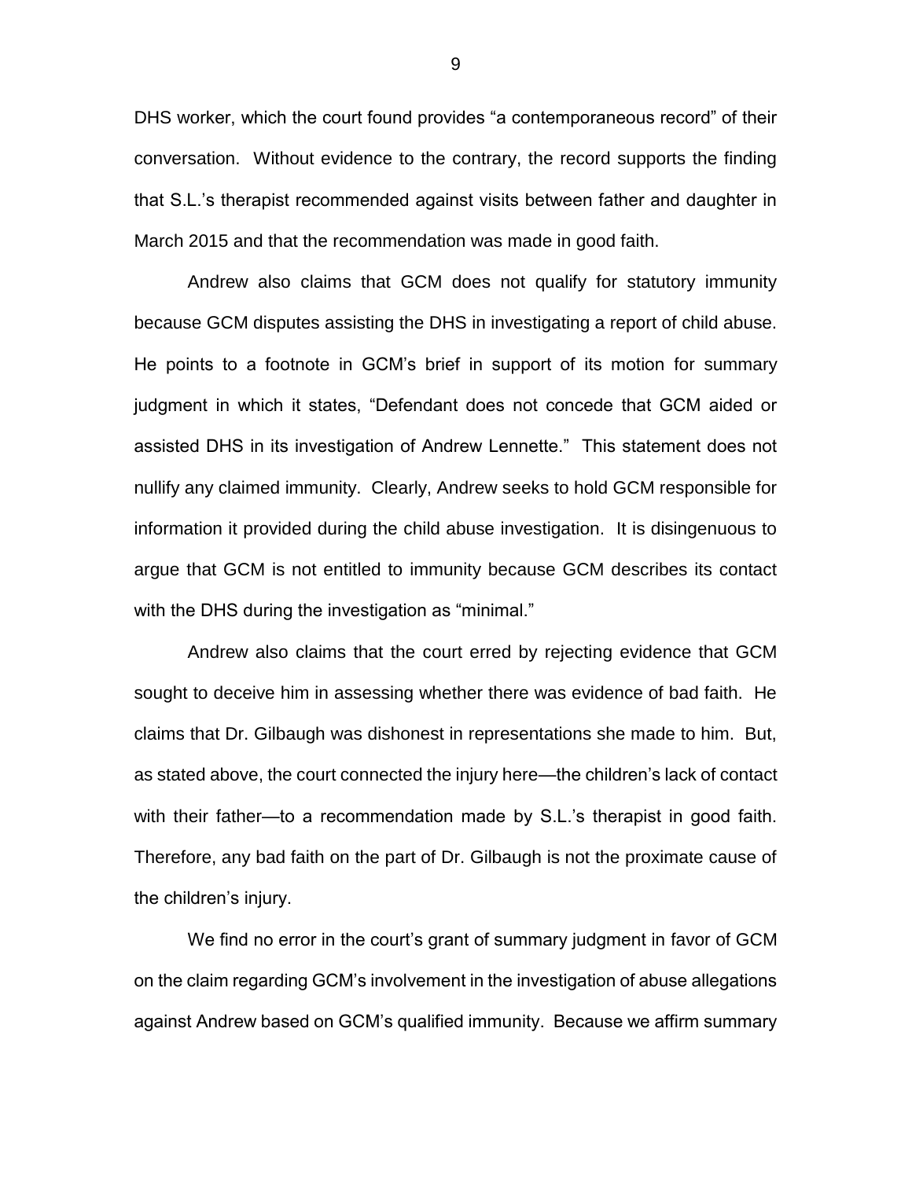DHS worker, which the court found provides "a contemporaneous record" of their conversation. Without evidence to the contrary, the record supports the finding that S.L.'s therapist recommended against visits between father and daughter in March 2015 and that the recommendation was made in good faith.

Andrew also claims that GCM does not qualify for statutory immunity because GCM disputes assisting the DHS in investigating a report of child abuse. He points to a footnote in GCM's brief in support of its motion for summary judgment in which it states, "Defendant does not concede that GCM aided or assisted DHS in its investigation of Andrew Lennette." This statement does not nullify any claimed immunity. Clearly, Andrew seeks to hold GCM responsible for information it provided during the child abuse investigation. It is disingenuous to argue that GCM is not entitled to immunity because GCM describes its contact with the DHS during the investigation as "minimal."

Andrew also claims that the court erred by rejecting evidence that GCM sought to deceive him in assessing whether there was evidence of bad faith. He claims that Dr. Gilbaugh was dishonest in representations she made to him. But, as stated above, the court connected the injury here—the children's lack of contact with their father—to a recommendation made by S.L.'s therapist in good faith. Therefore, any bad faith on the part of Dr. Gilbaugh is not the proximate cause of the children's injury.

We find no error in the court's grant of summary judgment in favor of GCM on the claim regarding GCM's involvement in the investigation of abuse allegations against Andrew based on GCM's qualified immunity. Because we affirm summary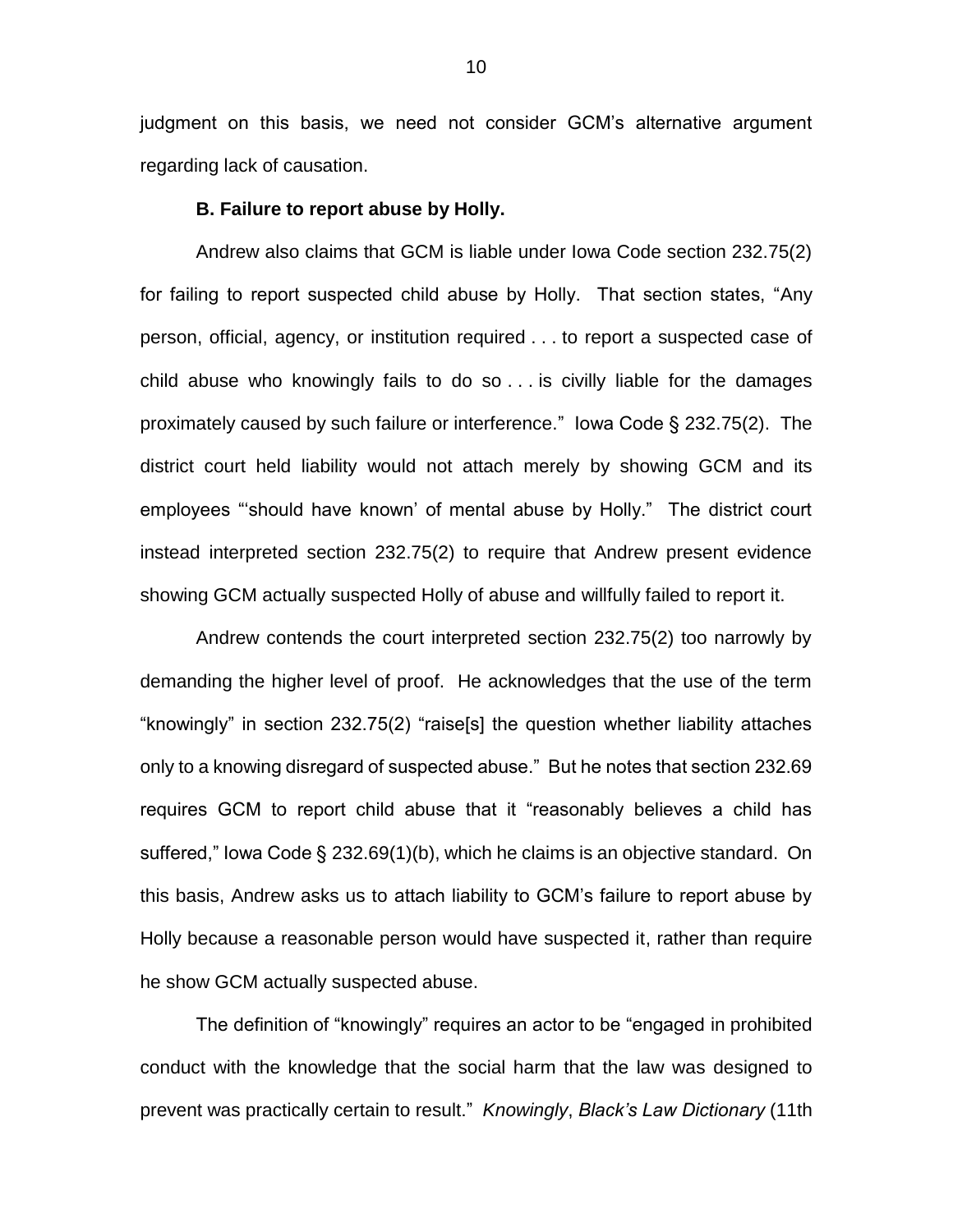judgment on this basis, we need not consider GCM's alternative argument regarding lack of causation.

**B. Failure to report abuse by Holly.**

Andrew also claims that GCM is liable under Iowa Code section 232.75(2) for failing to report suspected child abuse by Holly. That section states, "Any person, official, agency, or institution required . . . to report a suspected case of child abuse who knowingly fails to do so . . . is civilly liable for the damages proximately caused by such failure or interference." Iowa Code § 232.75(2). The district court held liability would not attach merely by showing GCM and its employees "'should have known' of mental abuse by Holly." The district court instead interpreted section 232.75(2) to require that Andrew present evidence showing GCM actually suspected Holly of abuse and willfully failed to report it.

Andrew contends the court interpreted section 232.75(2) too narrowly by demanding the higher level of proof. He acknowledges that the use of the term "knowingly" in section 232.75(2) "raise[s] the question whether liability attaches only to a knowing disregard of suspected abuse." But he notes that section 232.69 requires GCM to report child abuse that it "reasonably believes a child has suffered," Iowa Code § 232.69(1)(b), which he claims is an objective standard. On this basis, Andrew asks us to attach liability to GCM's failure to report abuse by Holly because a reasonable person would have suspected it, rather than require he show GCM actually suspected abuse.

The definition of "knowingly" requires an actor to be "engaged in prohibited conduct with the knowledge that the social harm that the law was designed to prevent was practically certain to result." *Knowingly*, *Black's Law Dictionary* (11th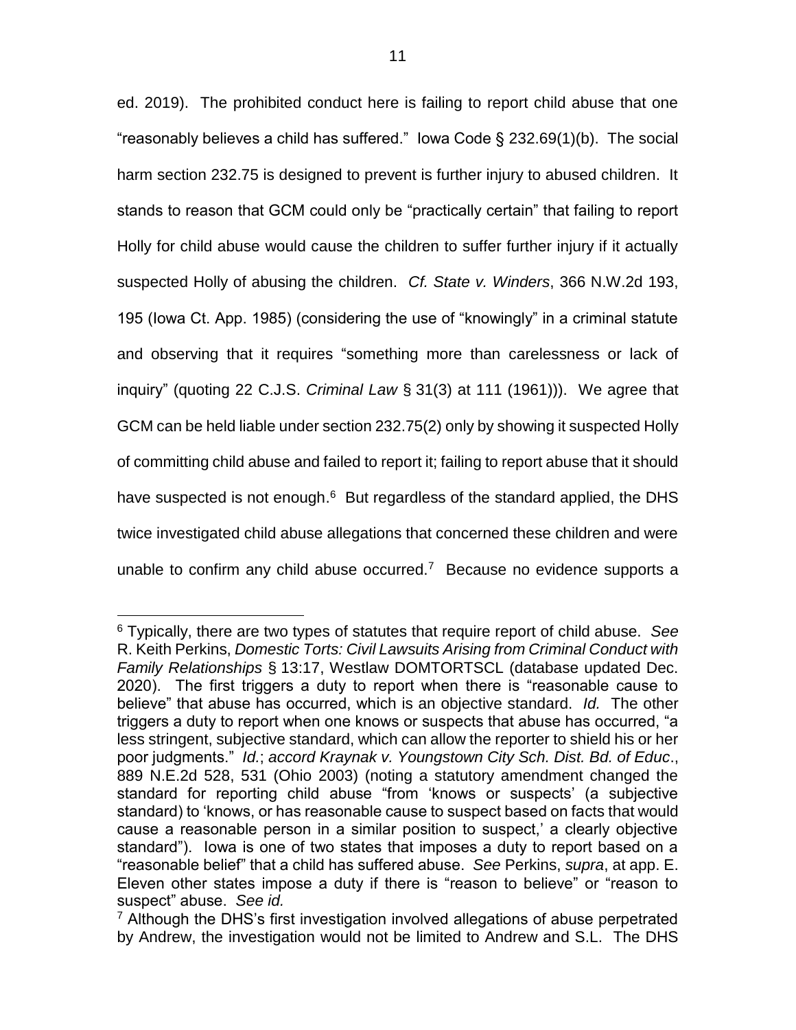ed. 2019). The prohibited conduct here is failing to report child abuse that one "reasonably believes a child has suffered." Iowa Code § 232.69(1)(b). The social harm section 232.75 is designed to prevent is further injury to abused children. It stands to reason that GCM could only be "practically certain" that failing to report Holly for child abuse would cause the children to suffer further injury if it actually suspected Holly of abusing the children. *Cf. State v. Winders*, 366 N.W.2d 193, 195 (Iowa Ct. App. 1985) (considering the use of "knowingly" in a criminal statute and observing that it requires "something more than carelessness or lack of inquiry" (quoting 22 C.J.S. *Criminal Law* § 31(3) at 111 (1961))). We agree that GCM can be held liable under section 232.75(2) only by showing it suspected Holly of committing child abuse and failed to report it; failing to report abuse that it should have suspected is not enough.[6] But regardless of the standard applied, the DHS twice investigated child abuse allegations that concerned these children and were unable to confirm any child abuse occurred.[7] Because no evidence supports a

---

[6] Typically, there are two types of statutes that require report of child abuse. *See* R. Keith Perkins, *Domestic Torts: Civil Lawsuits Arising from Criminal Conduct with Family Relationships* § 13:17, Westlaw DOMTORTSCL (database updated Dec. 2020). The first triggers a duty to report when there is "reasonable cause to believe" that abuse has occurred, which is an objective standard. *Id.* The other triggers a duty to report when one knows or suspects that abuse has occurred, "a less stringent, subjective standard, which can allow the reporter to shield his or her poor judgments." *Id.*; *accord Kraynak v. Youngstown City Sch. Dist. Bd. of Educ*., 889 N.E.2d 528, 531 (Ohio 2003) (noting a statutory amendment changed the standard for reporting child abuse "from 'knows or suspects' (a subjective standard) to 'knows, or has reasonable cause to suspect based on facts that would cause a reasonable person in a similar position to suspect,' a clearly objective standard"). Iowa is one of two states that imposes a duty to report based on a "reasonable belief" that a child has suffered abuse. *See* Perkins, *supra*, at app. E. Eleven other states impose a duty if there is "reason to believe" or "reason to suspect" abuse. *See id.*

[7] Although the DHS's first investigation involved allegations of abuse perpetrated by Andrew, the investigation would not be limited to Andrew and S.L. The DHS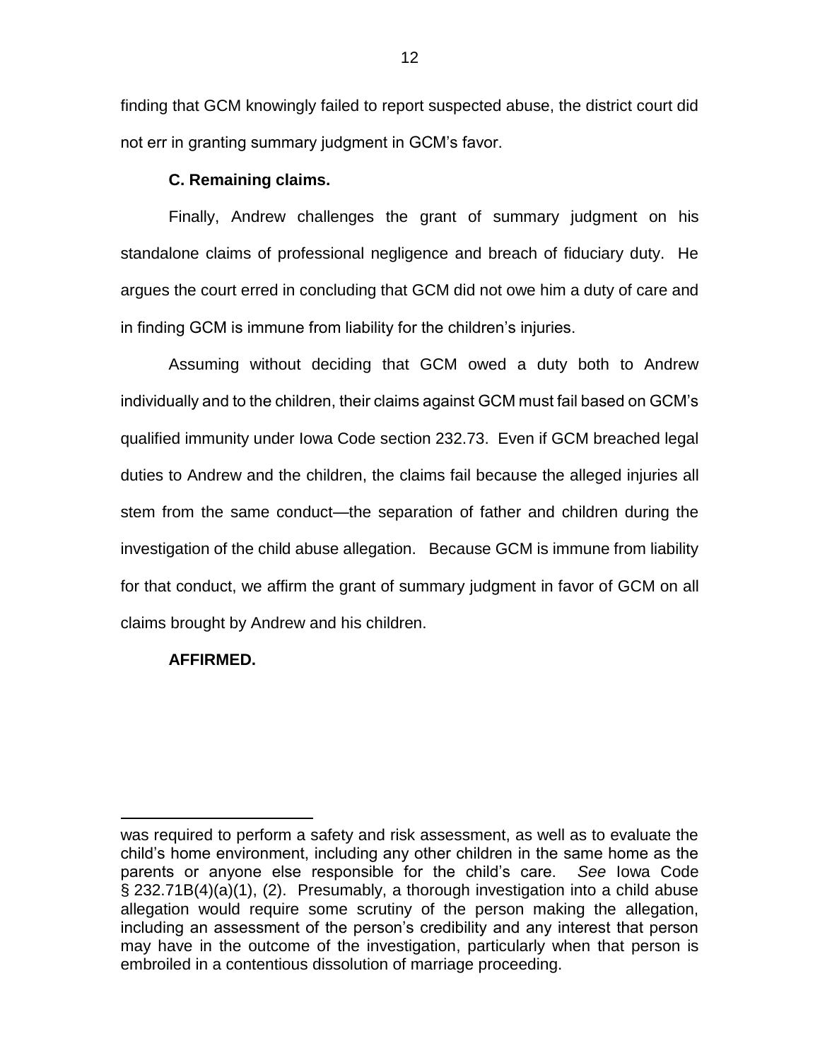finding that GCM knowingly failed to report suspected abuse, the district court did not err in granting summary judgment in GCM's favor.

**C. Remaining claims.**

Finally, Andrew challenges the grant of summary judgment on his standalone claims of professional negligence and breach of fiduciary duty. He argues the court erred in concluding that GCM did not owe him a duty of care and in finding GCM is immune from liability for the children's injuries.

Assuming without deciding that GCM owed a duty both to Andrew individually and to the children, their claims against GCM must fail based on GCM's qualified immunity under Iowa Code section 232.73. Even if GCM breached legal duties to Andrew and the children, the claims fail because the alleged injuries all stem from the same conduct—the separation of father and children during the investigation of the child abuse allegation. Because GCM is immune from liability for that conduct, we affirm the grant of summary judgment in favor of GCM on all claims brought by Andrew and his children.

**AFFIRMED.**

---

was required to perform a safety and risk assessment, as well as to evaluate the child's home environment, including any other children in the same home as the parents or anyone else responsible for the child's care. *See* Iowa Code § 232.71B(4)(a)(1), (2). Presumably, a thorough investigation into a child abuse allegation would require some scrutiny of the person making the allegation, including an assessment of the person's credibility and any interest that person may have in the outcome of the investigation, particularly when that person is embroiled in a contentious dissolution of marriage proceeding.